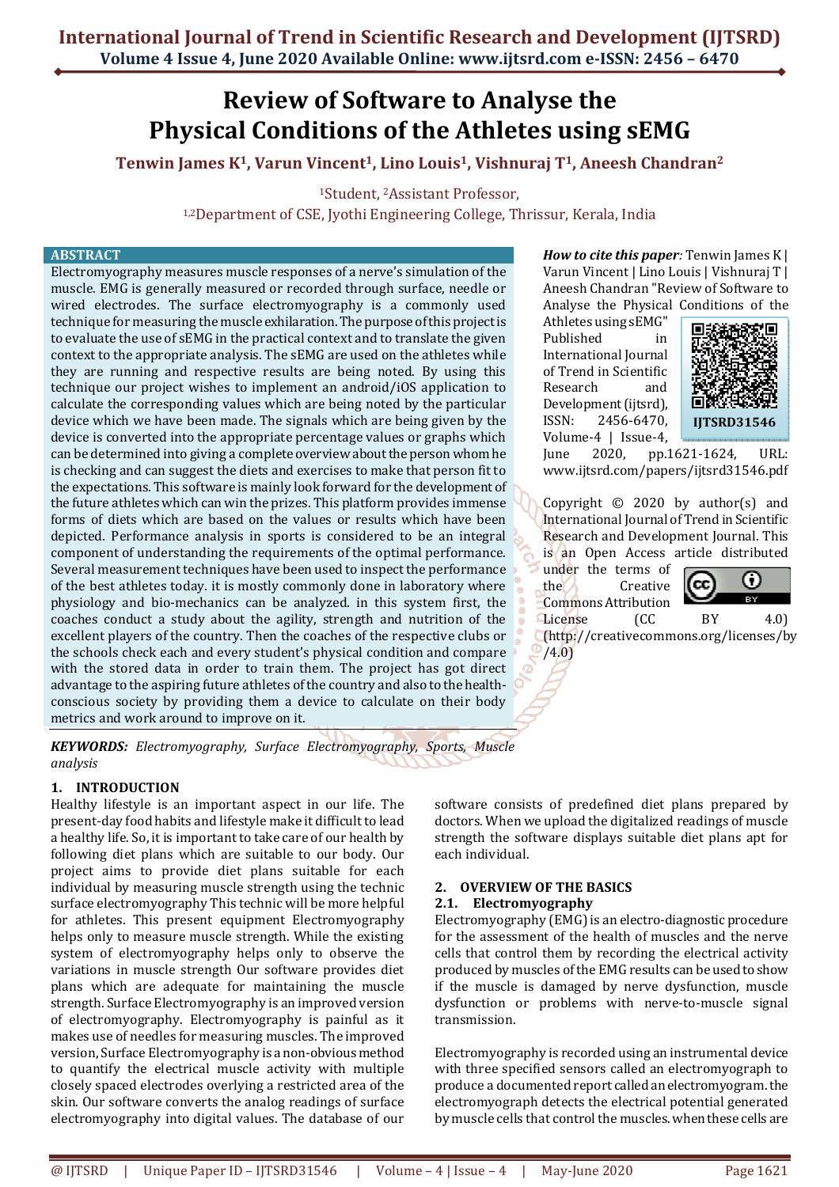# Review of Software to Analyse the Physical Conditions of the Athletes using sEMG

**Tenwin James K[1], Varun Vincent[1], Lino Louis[1], Vishnuraj T[1], Aneesh Chandran[2]**

[1]Student, [2]Assistant Professor,

[1,2]Department of CSE, Jyothi Engineering College, Thrissur, Kerala, India

## ABSTRACT

Electromyography measures muscle responses of a nerve's simulation of the muscle. EMG is generally measured or recorded through surface, needle or wired electrodes. The surface electromyography is a commonly used technique for measuring the muscle exhilaration. The purpose of this project is to evaluate the use of sEMG in the practical context and to translate the given context to the appropriate analysis. The sEMG are used on the athletes while they are running and respective results are being noted. By using this technique our project wishes to implement an android/iOS application to calculate the corresponding values which are being noted by the particular device which we have been made. The signals which are being given by the device is converted into the appropriate percentage values or graphs which can be determined into giving a complete overview about the person whom he is checking and can suggest the diets and exercises to make that person fit to the expectations. This software is mainly look forward for the development of the future athletes which can win the prizes. This platform provides immense forms of diets which are based on the values or results which have been depicted. Performance analysis in sports is considered to be an integral component of understanding the requirements of the optimal performance. Several measurement techniques have been used to inspect the performance of the best athletes today. it is mostly commonly done in laboratory where physiology and bio-mechanics can be analyzed. in this system first, the coaches conduct a study about the agility, strength and nutrition of the excellent players of the country. Then the coaches of the respective clubs or the schools check each and every student's physical condition and compare with the stored data in order to train them. The project has got direct advantage to the aspiring future athletes of the country and also to the health-conscious society by providing them a device to calculate on their body metrics and work around to improve on it.

***How to cite this paper:*** Tenwin James K | Varun Vincent | Lino Louis | Vishnuraj T | Aneesh Chandran "Review of Software to Analyse the Physical Conditions of the Athletes using sEMG" Published in International Journal of Trend in Scientific Research and Development (ijtsrd), ISSN: 2456-6470, Volume-4 | Issue-4, June 2020, pp.1621-1624, URL: www.ijtsrd.com/papers/ijtsrd31546.pdf

IJTSRD31546

Copyright © 2020 by author(s) and International Journal of Trend in Scientific Research and Development Journal. This is an Open Access article distributed under the terms of the Creative Commons Attribution License (CC BY 4.0) (http://creativecommons.org/licenses/by/4.0)

***KEYWORDS:*** *Electromyography, Surface Electromyography, Sports, Muscle analysis*

## 1. INTRODUCTION

Healthy lifestyle is an important aspect in our life. The present-day food habits and lifestyle make it difficult to lead a healthy life. So, it is important to take care of our health by following diet plans which are suitable to our body. Our project aims to provide diet plans suitable for each individual by measuring muscle strength using the technic surface electromyography This technic will be more helpful for athletes. This present equipment Electromyography helps only to measure muscle strength. While the existing system of electromyography helps only to observe the variations in muscle strength Our software provides diet plans which are adequate for maintaining the muscle strength. Surface Electromyography is an improved version of electromyography. Electromyography is painful as it makes use of needles for measuring muscles. The improved version, Surface Electromyography is a non-obvious method to quantify the electrical muscle activity with multiple closely spaced electrodes overlying a restricted area of the skin. Our software converts the analog readings of surface electromyography into digital values. The database of our software consists of predefined diet plans prepared by doctors. When we upload the digitalized readings of muscle strength the software displays suitable diet plans apt for each individual.

## 2. OVERVIEW OF THE BASICS

### 2.1. Electromyography

Electromyography (EMG) is an electro-diagnostic procedure for the assessment of the health of muscles and the nerve cells that control them by recording the electrical activity produced by muscles of the EMG results can be used to show if the muscle is damaged by nerve dysfunction, muscle dysfunction or problems with nerve-to-muscle signal transmission.

Electromyography is recorded using an instrumental device with three specified sensors called an electromyograph to produce a documented report called an electromyogram. the electromyograph detects the electrical potential generated by muscle cells that control the muscles. when these cells are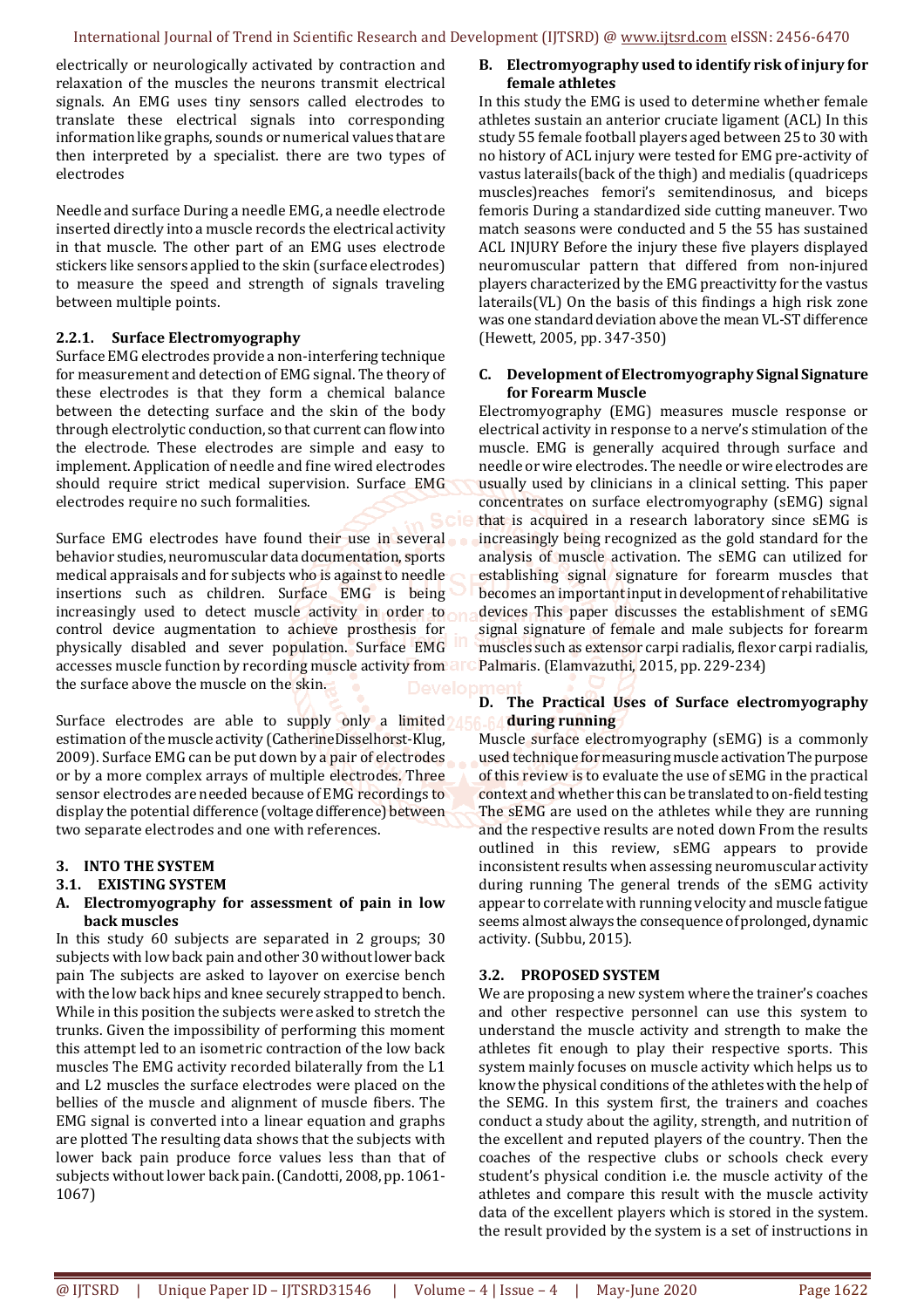electrically or neurologically activated by contraction and relaxation of the muscles the neurons transmit electrical signals. An EMG uses tiny sensors called electrodes to translate these electrical signals into corresponding information like graphs, sounds or numerical values that are then interpreted by a specialist. there are two types of electrodes

Needle and surface During a needle EMG, a needle electrode inserted directly into a muscle records the electrical activity in that muscle. The other part of an EMG uses electrode stickers like sensors applied to the skin (surface electrodes) to measure the speed and strength of signals traveling between multiple points.

#### 2.2.1. Surface Electromyography

Surface EMG electrodes provide a non-interfering technique for measurement and detection of EMG signal. The theory of these electrodes is that they form a chemical balance between the detecting surface and the skin of the body through electrolytic conduction, so that current can flow into the electrode. These electrodes are simple and easy to implement. Application of needle and fine wired electrodes should require strict medical supervision. Surface EMG electrodes require no such formalities.

Surface EMG electrodes have found their use in several behavior studies, neuromuscular data documentation, sports medical appraisals and for subjects who is against to needle insertions such as children. Surface EMG is being increasingly used to detect muscle activity in order to control device augmentation to achieve prosthesis for physically disabled and sever population. Surface EMG accesses muscle function by recording muscle activity from the surface above the muscle on the skin.

Surface electrodes are able to supply only a limited estimation of the muscle activity (CatherineDisselhorst-Klug, 2009). Surface EMG can be put down by a pair of electrodes or by a more complex arrays of multiple electrodes. Three sensor electrodes are needed because of EMG recordings to display the potential difference (voltage difference) between two separate electrodes and one with references.

## 3. INTO THE SYSTEM

### 3.1. EXISTING SYSTEM

#### A. Electromyography for assessment of pain in low back muscles

In this study 60 subjects are separated in 2 groups; 30 subjects with low back pain and other 30 without lower back pain The subjects are asked to layover on exercise bench with the low back hips and knee securely strapped to bench. While in this position the subjects were asked to stretch the trunks. Given the impossibility of performing this moment this attempt led to an isometric contraction of the low back muscles The EMG activity recorded bilaterally from the L1 and L2 muscles the surface electrodes were placed on the bellies of the muscle and alignment of muscle fibers. The EMG signal is converted into a linear equation and graphs are plotted The resulting data shows that the subjects with lower back pain produce force values less than that of subjects without lower back pain. (Candotti, 2008, pp. 1061-1067)

#### B. Electromyography used to identify risk of injury for female athletes

In this study the EMG is used to determine whether female athletes sustain an anterior cruciate ligament (ACL) In this study 55 female football players aged between 25 to 30 with no history of ACL injury were tested for EMG pre-activity of vastus laterails(back of the thigh) and medialis (quadriceps muscles)reaches femori's semitendinosus, and biceps femoris During a standardized side cutting maneuver. Two match seasons were conducted and 5 the 55 has sustained ACL INJURY Before the injury these five players displayed neuromuscular pattern that differed from non-injured players characterized by the EMG preactivitty for the vastus laterails(VL) On the basis of this findings a high risk zone was one standard deviation above the mean VL-ST difference (Hewett, 2005, pp. 347-350)

#### C. Development of Electromyography Signal Signature for Forearm Muscle

Electromyography (EMG) measures muscle response or electrical activity in response to a nerve's stimulation of the muscle. EMG is generally acquired through surface and needle or wire electrodes. The needle or wire electrodes are usually used by clinicians in a clinical setting. This paper concentrates on surface electromyography (sEMG) signal that is acquired in a research laboratory since sEMG is increasingly being recognized as the gold standard for the analysis of muscle activation. The sEMG can utilized for establishing signal signature for forearm muscles that becomes an important input in development of rehabilitative devices This paper discusses the establishment of sEMG signal signature of female and male subjects for forearm muscles such as extensor carpi radialis, flexor carpi radialis, Palmaris. (Elamvazuthi, 2015, pp. 229-234)

#### D. The Practical Uses of Surface electromyography during running

Muscle surface electromyography (sEMG) is a commonly used technique for measuring muscle activation The purpose of this review is to evaluate the use of sEMG in the practical context and whether this can be translated to on-field testing The sEMG are used on the athletes while they are running and the respective results are noted down From the results outlined in this review, sEMG appears to provide inconsistent results when assessing neuromuscular activity during running The general trends of the sEMG activity appear to correlate with running velocity and muscle fatigue seems almost always the consequence of prolonged, dynamic activity. (Subbu, 2015).

### 3.2. PROPOSED SYSTEM

We are proposing a new system where the trainer's coaches and other respective personnel can use this system to understand the muscle activity and strength to make the athletes fit enough to play their respective sports. This system mainly focuses on muscle activity which helps us to know the physical conditions of the athletes with the help of the SEMG. In this system first, the trainers and coaches conduct a study about the agility, strength, and nutrition of the excellent and reputed players of the country. Then the coaches of the respective clubs or schools check every student's physical condition i.e. the muscle activity of the athletes and compare this result with the muscle activity data of the excellent players which is stored in the system. the result provided by the system is a set of instructions in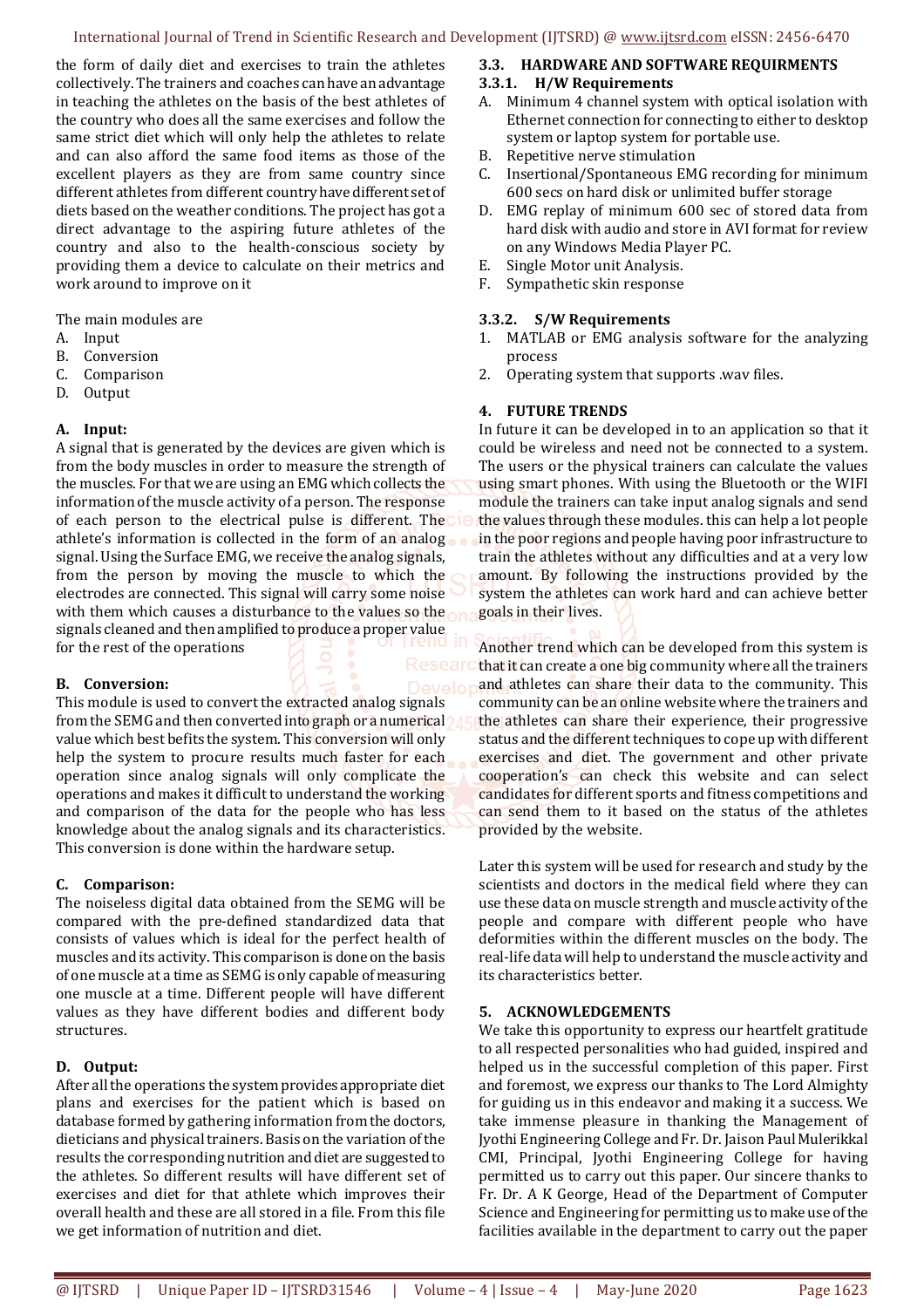the form of daily diet and exercises to train the athletes collectively. The trainers and coaches can have an advantage in teaching the athletes on the basis of the best athletes of the country who does all the same exercises and follow the same strict diet which will only help the athletes to relate and can also afford the same food items as those of the excellent players as they are from same country since different athletes from different country have different set of diets based on the weather conditions. The project has got a direct advantage to the aspiring future athletes of the country and also to the health-conscious society by providing them a device to calculate on their metrics and work around to improve on it

The main modules are

A. Input
B. Conversion
C. Comparison
D. Output

### A. Input:

A signal that is generated by the devices are given which is from the body muscles in order to measure the strength of the muscles. For that we are using an EMG which collects the information of the muscle activity of a person. The response of each person to the electrical pulse is different. The athlete's information is collected in the form of an analog signal. Using the Surface EMG, we receive the analog signals, from the person by moving the muscle to which the electrodes are connected. This signal will carry some noise with them which causes a disturbance to the values so the signals cleaned and then amplified to produce a proper value for the rest of the operations

### B. Conversion:

This module is used to convert the extracted analog signals from the SEMG and then converted into graph or a numerical value which best befits the system. This conversion will only help the system to procure results much faster for each operation since analog signals will only complicate the operations and makes it difficult to understand the working and comparison of the data for the people who has less knowledge about the analog signals and its characteristics. This conversion is done within the hardware setup.

### C. Comparison:

The noiseless digital data obtained from the SEMG will be compared with the pre-defined standardized data that consists of values which is ideal for the perfect health of muscles and its activity. This comparison is done on the basis of one muscle at a time as SEMG is only capable of measuring one muscle at a time. Different people will have different values as they have different bodies and different body structures.

### D. Output:

After all the operations the system provides appropriate diet plans and exercises for the patient which is based on database formed by gathering information from the doctors, dieticians and physical trainers. Basis on the variation of the results the corresponding nutrition and diet are suggested to the athletes. So different results will have different set of exercises and diet for that athlete which improves their overall health and these are all stored in a file. From this file we get information of nutrition and diet.

### 3.3. HARDWARE AND SOFTWARE REQUIRMENTS

#### 3.3.1. H/W Requirements

A. Minimum 4 channel system with optical isolation with Ethernet connection for connecting to either to desktop system or laptop system for portable use.
B. Repetitive nerve stimulation
C. Insertional/Spontaneous EMG recording for minimum 600 secs on hard disk or unlimited buffer storage
D. EMG replay of minimum 600 sec of stored data from hard disk with audio and store in AVI format for review on any Windows Media Player PC.
E. Single Motor unit Analysis.
F. Sympathetic skin response

#### 3.3.2. S/W Requirements

1. MATLAB or EMG analysis software for the analyzing process
2. Operating system that supports .wav files.

## 4. FUTURE TRENDS

In future it can be developed in to an application so that it could be wireless and need not be connected to a system. The users or the physical trainers can calculate the values using smart phones. With using the Bluetooth or the WIFI module the trainers can take input analog signals and send the values through these modules. this can help a lot people in the poor regions and people having poor infrastructure to train the athletes without any difficulties and at a very low amount. By following the instructions provided by the system the athletes can work hard and can achieve better goals in their lives.

Another trend which can be developed from this system is that it can create a one big community where all the trainers and athletes can share their data to the community. This community can be an online website where the trainers and the athletes can share their experience, their progressive status and the different techniques to cope up with different exercises and diet. The government and other private cooperation's can check this website and can select candidates for different sports and fitness competitions and can send them to it based on the status of the athletes provided by the website.

Later this system will be used for research and study by the scientists and doctors in the medical field where they can use these data on muscle strength and muscle activity of the people and compare with different people who have deformities within the different muscles on the body. The real-life data will help to understand the muscle activity and its characteristics better.

## 5. ACKNOWLEDGEMENTS

We take this opportunity to express our heartfelt gratitude to all respected personalities who had guided, inspired and helped us in the successful completion of this paper. First and foremost, we express our thanks to The Lord Almighty for guiding us in this endeavor and making it a success. We take immense pleasure in thanking the Management of Jyothi Engineering College and Fr. Dr. Jaison Paul Mulerikkal CMI, Principal, Jyothi Engineering College for having permitted us to carry out this paper. Our sincere thanks to Fr. Dr. A K George, Head of the Department of Computer Science and Engineering for permitting us to make use of the facilities available in the department to carry out the paper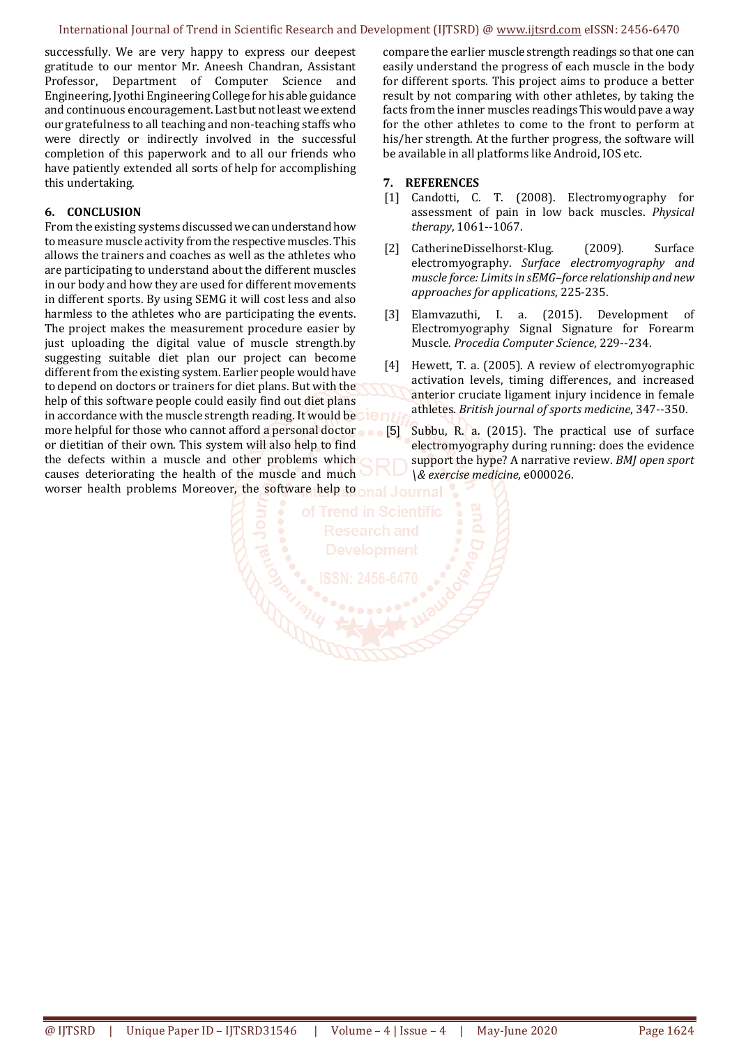successfully. We are very happy to express our deepest gratitude to our mentor Mr. Aneesh Chandran, Assistant Professor, Department of Computer Science and Engineering, Jyothi Engineering College for his able guidance and continuous encouragement. Last but not least we extend our gratefulness to all teaching and non-teaching staffs who were directly or indirectly involved in the successful completion of this paperwork and to all our friends who have patiently extended all sorts of help for accomplishing this undertaking.

## 6. CONCLUSION

From the existing systems discussed we can understand how to measure muscle activity from the respective muscles. This allows the trainers and coaches as well as the athletes who are participating to understand about the different muscles in our body and how they are used for different movements in different sports. By using SEMG it will cost less and also harmless to the athletes who are participating the events. The project makes the measurement procedure easier by just uploading the digital value of muscle strength.by suggesting suitable diet plan our project can become different from the existing system. Earlier people would have to depend on doctors or trainers for diet plans. But with the help of this software people could easily find out diet plans in accordance with the muscle strength reading. It would be more helpful for those who cannot afford a personal doctor or dietitian of their own. This system will also help to find the defects within a muscle and other problems which causes deteriorating the health of the muscle and much worser health problems Moreover, the software help to compare the earlier muscle strength readings so that one can easily understand the progress of each muscle in the body for different sports. This project aims to produce a better result by not comparing with other athletes, by taking the facts from the inner muscles readings This would pave a way for the other athletes to come to the front to perform at his/her strength. At the further progress, the software will be available in all platforms like Android, IOS etc.

## 7. REFERENCES

[1] Candotti, C. T. (2008). Electromyography for assessment of pain in low back muscles. *Physical therapy*, 1061--1067.

[2] CatherineDisselhorst-Klug. (2009). Surface electromyography. *Surface electromyography and muscle force: Limits in sEMG–force relationship and new approaches for applications*, 225-235.

[3] Elamvazuthi, I. a. (2015). Development of Electromyography Signal Signature for Forearm Muscle. *Procedia Computer Science*, 229--234.

[4] Hewett, T. a. (2005). A review of electromyographic activation levels, timing differences, and increased anterior cruciate ligament injury incidence in female athletes. *British journal of sports medicine*, 347--350.

[5] Subbu, R. a. (2015). The practical use of surface electromyography during running: does the evidence support the hype? A narrative review. *BMJ open sport \& exercise medicine*, e000026.